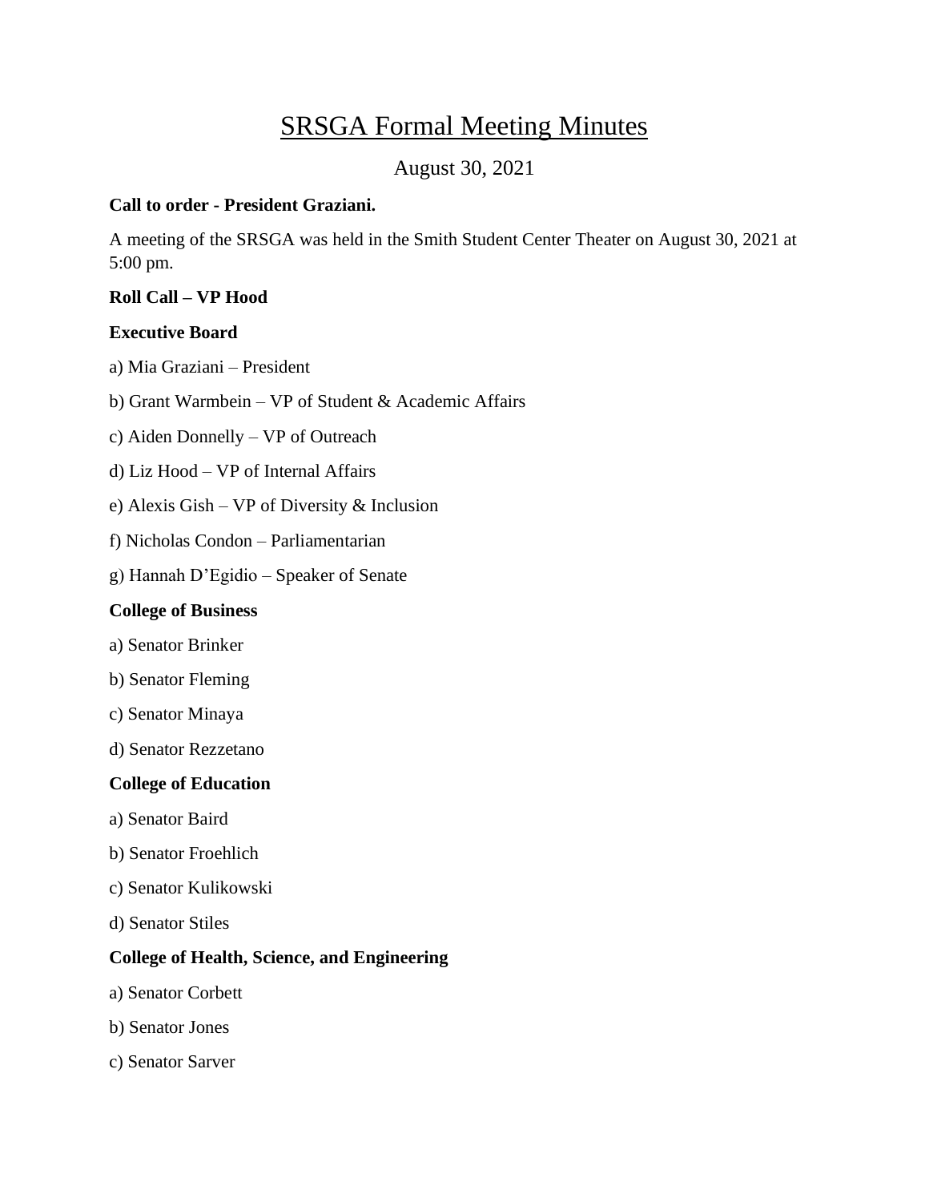# SRSGA Formal Meeting Minutes

August 30, 2021

**Call to order - President Graziani.**

A meeting of the SRSGA was held in the Smith Student Center Theater on August 30, 2021 at 5:00 pm.

**Roll Call – VP Hood**

**Executive Board**

a) Mia Graziani – President

b) Grant Warmbein – VP of Student & Academic Affairs

c) Aiden Donnelly – VP of Outreach

d) Liz Hood – VP of Internal Affairs

e) Alexis Gish – VP of Diversity & Inclusion

f) Nicholas Condon – Parliamentarian

g) Hannah D'Egidio – Speaker of Senate

**College of Business**

a) Senator Brinker

b) Senator Fleming

c) Senator Minaya

d) Senator Rezzetano

**College of Education**

a) Senator Baird

b) Senator Froehlich

c) Senator Kulikowski

d) Senator Stiles

**College of Health, Science, and Engineering**

a) Senator Corbett

b) Senator Jones

c) Senator Sarver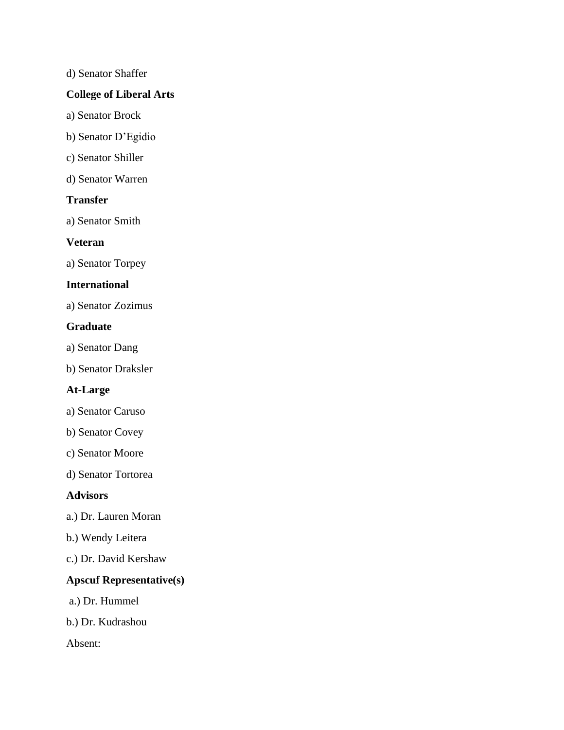d) Senator Shaffer

**College of Liberal Arts**

a) Senator Brock

b) Senator D'Egidio

c) Senator Shiller

d) Senator Warren

**Transfer**

a) Senator Smith

**Veteran**

a) Senator Torpey

**International**

a) Senator Zozimus

**Graduate**

a) Senator Dang

b) Senator Draksler

**At-Large**

a) Senator Caruso

b) Senator Covey

c) Senator Moore

d) Senator Tortorea

**Advisors**

a.) Dr. Lauren Moran

b.) Wendy Leitera

c.) Dr. David Kershaw

**Apscuf Representative(s)**

a.) Dr. Hummel

b.) Dr. Kudrashou

Absent: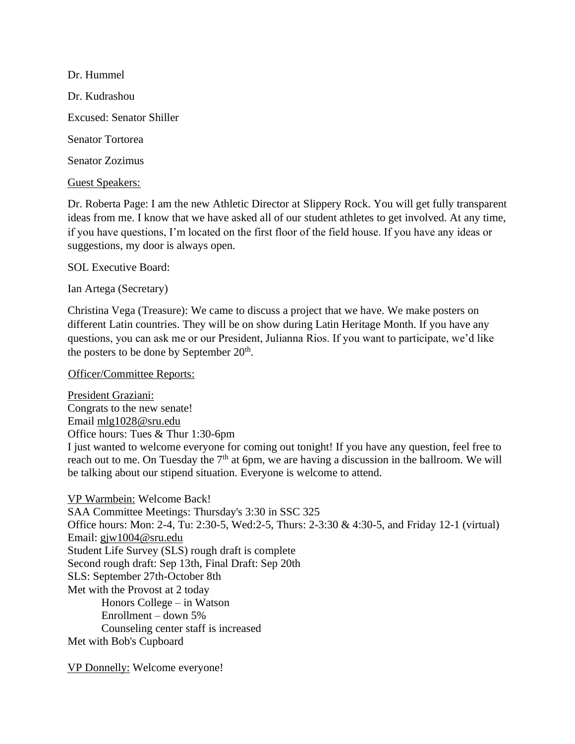Dr. Hummel

Dr. Kudrashou

Excused: Senator Shiller

Senator Tortorea

Senator Zozimus

Guest Speakers:

Dr. Roberta Page: I am the new Athletic Director at Slippery Rock. You will get fully transparent ideas from me. I know that we have asked all of our student athletes to get involved. At any time, if you have questions, I'm located on the first floor of the field house. If you have any ideas or suggestions, my door is always open.

SOL Executive Board:

Ian Artega (Secretary)

Christina Vega (Treasure): We came to discuss a project that we have. We make posters on different Latin countries. They will be on show during Latin Heritage Month. If you have any questions, you can ask me or our President, Julianna Rios. If you want to participate, we'd like the posters to be done by September 20th.

Officer/Committee Reports:

President Graziani:
Congrats to the new senate!
Email mlg1028@sru.edu
Office hours: Tues & Thur 1:30-6pm
I just wanted to welcome everyone for coming out tonight! If you have any question, feel free to reach out to me. On Tuesday the 7th at 6pm, we are having a discussion in the ballroom. We will be talking about our stipend situation. Everyone is welcome to attend.

VP Warmbein: Welcome Back!
SAA Committee Meetings: Thursday's 3:30 in SSC 325
Office hours: Mon: 2-4, Tu: 2:30-5, Wed:2-5, Thurs: 2-3:30 & 4:30-5, and Friday 12-1 (virtual)
Email: gjw1004@sru.edu
Student Life Survey (SLS) rough draft is complete
Second rough draft: Sep 13th, Final Draft: Sep 20th
SLS: September 27th-October 8th
Met with the Provost at 2 today
- Honors College – in Watson
- Enrollment – down 5%
- Counseling center staff is increased

Met with Bob's Cupboard

VP Donnelly: Welcome everyone!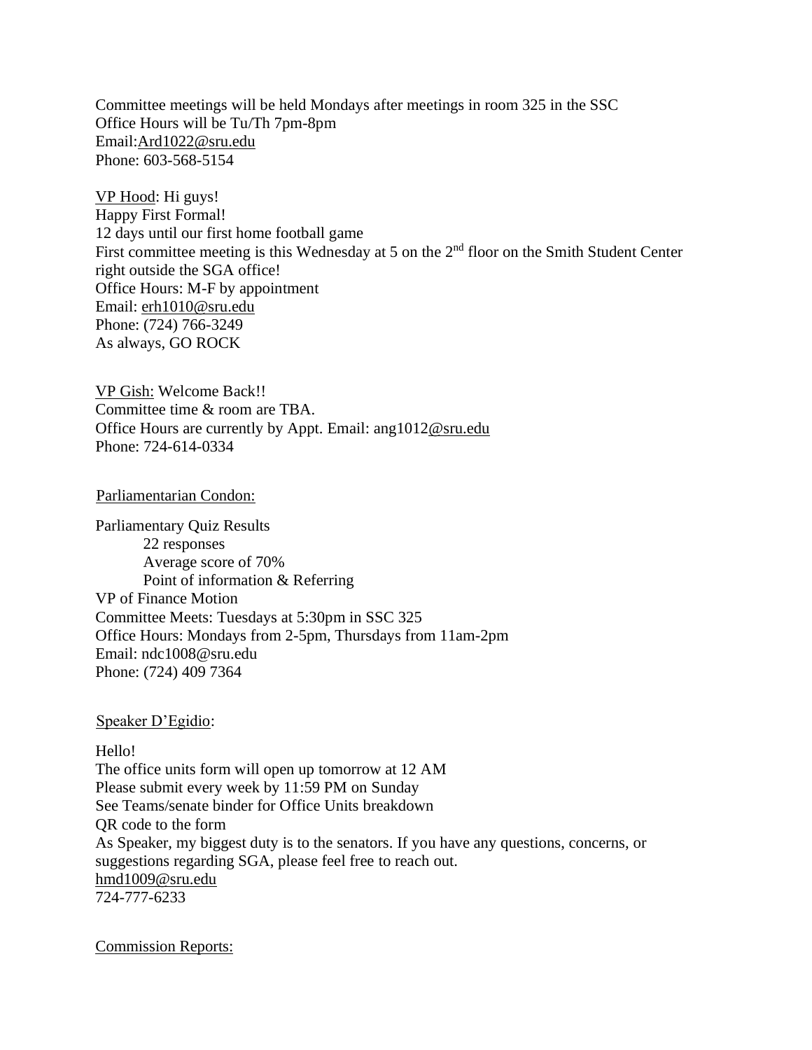Committee meetings will be held Mondays after meetings in room 325 in the SSC
Office Hours will be Tu/Th 7pm-8pm
Email:Ard1022@sru.edu
Phone: 603-568-5154

VP Hood: Hi guys!
Happy First Formal!
12 days until our first home football game
First committee meeting is this Wednesday at 5 on the 2nd floor on the Smith Student Center right outside the SGA office!
Office Hours: M-F by appointment
Email: erh1010@sru.edu
Phone: (724) 766-3249
As always, GO ROCK

VP Gish: Welcome Back!!
Committee time & room are TBA.
Office Hours are currently by Appt. Email: ang1012@sru.edu
Phone: 724-614-0334

Parliamentarian Condon:

Parliamentary Quiz Results
- 22 responses
- Average score of 70%
- Point of information & Referring

VP of Finance Motion
Committee Meets: Tuesdays at 5:30pm in SSC 325
Office Hours: Mondays from 2-5pm, Thursdays from 11am-2pm
Email: ndc1008@sru.edu
Phone: (724) 409 7364

Speaker D'Egidio:

Hello!
The office units form will open up tomorrow at 12 AM
Please submit every week by 11:59 PM on Sunday
See Teams/senate binder for Office Units breakdown
QR code to the form
As Speaker, my biggest duty is to the senators. If you have any questions, concerns, or suggestions regarding SGA, please feel free to reach out.
hmd1009@sru.edu
724-777-6233

Commission Reports: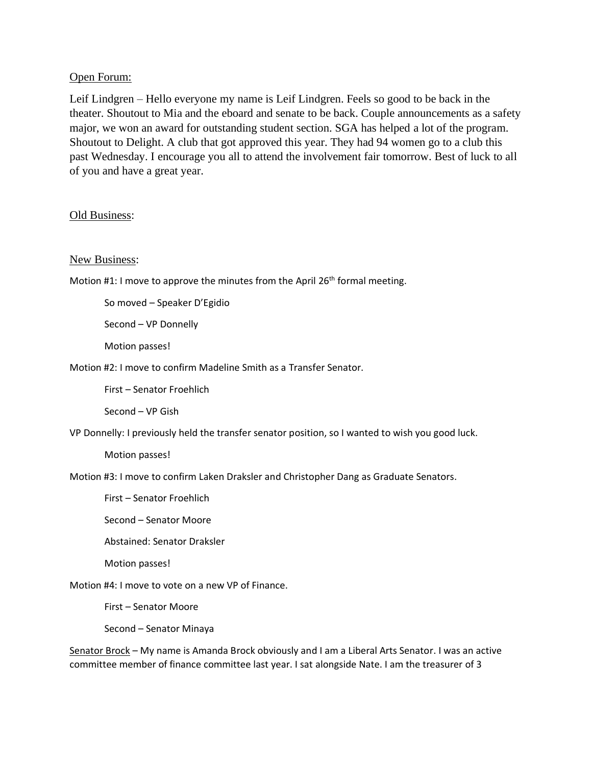Open Forum:

Leif Lindgren – Hello everyone my name is Leif Lindgren. Feels so good to be back in the theater. Shoutout to Mia and the eboard and senate to be back. Couple announcements as a safety major, we won an award for outstanding student section. SGA has helped a lot of the program. Shoutout to Delight. A club that got approved this year. They had 94 women go to a club this past Wednesday. I encourage you all to attend the involvement fair tomorrow. Best of luck to all of you and have a great year.

Old Business:

New Business:

Motion #1: I move to approve the minutes from the April 26th formal meeting.

> So moved – Speaker D'Egidio
>
> Second – VP Donnelly
>
> Motion passes!

Motion #2: I move to confirm Madeline Smith as a Transfer Senator.

> First – Senator Froehlich
>
> Second – VP Gish

VP Donnelly: I previously held the transfer senator position, so I wanted to wish you good luck.

> Motion passes!

Motion #3: I move to confirm Laken Draksler and Christopher Dang as Graduate Senators.

> First – Senator Froehlich
>
> Second – Senator Moore
>
> Abstained: Senator Draksler
>
> Motion passes!

Motion #4: I move to vote on a new VP of Finance.

> First – Senator Moore
>
> Second – Senator Minaya

Senator Brock – My name is Amanda Brock obviously and I am a Liberal Arts Senator. I was an active committee member of finance committee last year. I sat alongside Nate. I am the treasurer of 3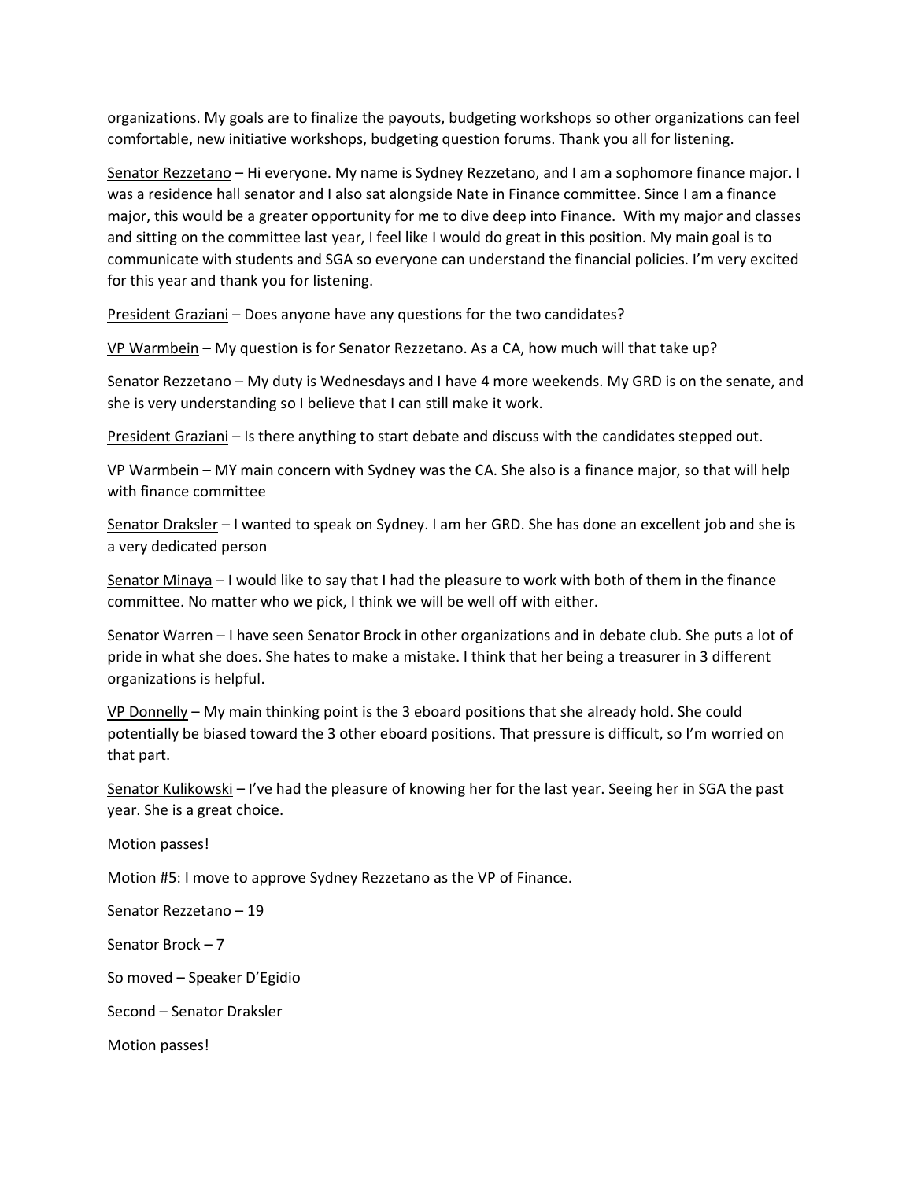organizations. My goals are to finalize the payouts, budgeting workshops so other organizations can feel comfortable, new initiative workshops, budgeting question forums. Thank you all for listening.

Senator Rezzetano – Hi everyone. My name is Sydney Rezzetano, and I am a sophomore finance major. I was a residence hall senator and I also sat alongside Nate in Finance committee. Since I am a finance major, this would be a greater opportunity for me to dive deep into Finance. With my major and classes and sitting on the committee last year, I feel like I would do great in this position. My main goal is to communicate with students and SGA so everyone can understand the financial policies. I'm very excited for this year and thank you for listening.

President Graziani – Does anyone have any questions for the two candidates?

VP Warmbein – My question is for Senator Rezzetano. As a CA, how much will that take up?

Senator Rezzetano – My duty is Wednesdays and I have 4 more weekends. My GRD is on the senate, and she is very understanding so I believe that I can still make it work.

President Graziani – Is there anything to start debate and discuss with the candidates stepped out.

VP Warmbein – MY main concern with Sydney was the CA. She also is a finance major, so that will help with finance committee

Senator Draksler – I wanted to speak on Sydney. I am her GRD. She has done an excellent job and she is a very dedicated person

Senator Minaya – I would like to say that I had the pleasure to work with both of them in the finance committee. No matter who we pick, I think we will be well off with either.

Senator Warren – I have seen Senator Brock in other organizations and in debate club. She puts a lot of pride in what she does. She hates to make a mistake. I think that her being a treasurer in 3 different organizations is helpful.

VP Donnelly – My main thinking point is the 3 eboard positions that she already hold. She could potentially be biased toward the 3 other eboard positions. That pressure is difficult, so I'm worried on that part.

Senator Kulikowski – I've had the pleasure of knowing her for the last year. Seeing her in SGA the past year. She is a great choice.

Motion passes!

Motion #5: I move to approve Sydney Rezzetano as the VP of Finance.

Senator Rezzetano – 19

Senator Brock – 7

So moved – Speaker D'Egidio

Second – Senator Draksler

Motion passes!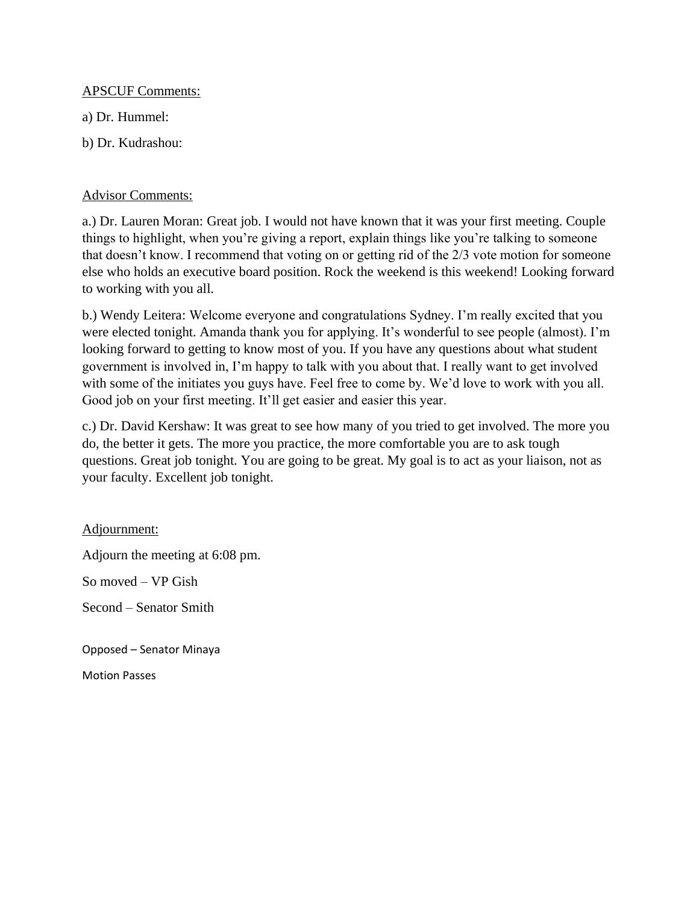APSCUF Comments:

a) Dr. Hummel:

b) Dr. Kudrashou:

Advisor Comments:

a.) Dr. Lauren Moran: Great job. I would not have known that it was your first meeting. Couple things to highlight, when you're giving a report, explain things like you're talking to someone that doesn't know. I recommend that voting on or getting rid of the 2/3 vote motion for someone else who holds an executive board position. Rock the weekend is this weekend! Looking forward to working with you all.

b.) Wendy Leitera: Welcome everyone and congratulations Sydney. I'm really excited that you were elected tonight. Amanda thank you for applying. It's wonderful to see people (almost). I'm looking forward to getting to know most of you. If you have any questions about what student government is involved in, I'm happy to talk with you about that. I really want to get involved with some of the initiates you guys have. Feel free to come by. We'd love to work with you all. Good job on your first meeting. It'll get easier and easier this year.

c.) Dr. David Kershaw: It was great to see how many of you tried to get involved. The more you do, the better it gets. The more you practice, the more comfortable you are to ask tough questions. Great job tonight. You are going to be great. My goal is to act as your liaison, not as your faculty. Excellent job tonight.

Adjournment:

Adjourn the meeting at 6:08 pm.

So moved – VP Gish

Second – Senator Smith

Opposed – Senator Minaya

Motion Passes